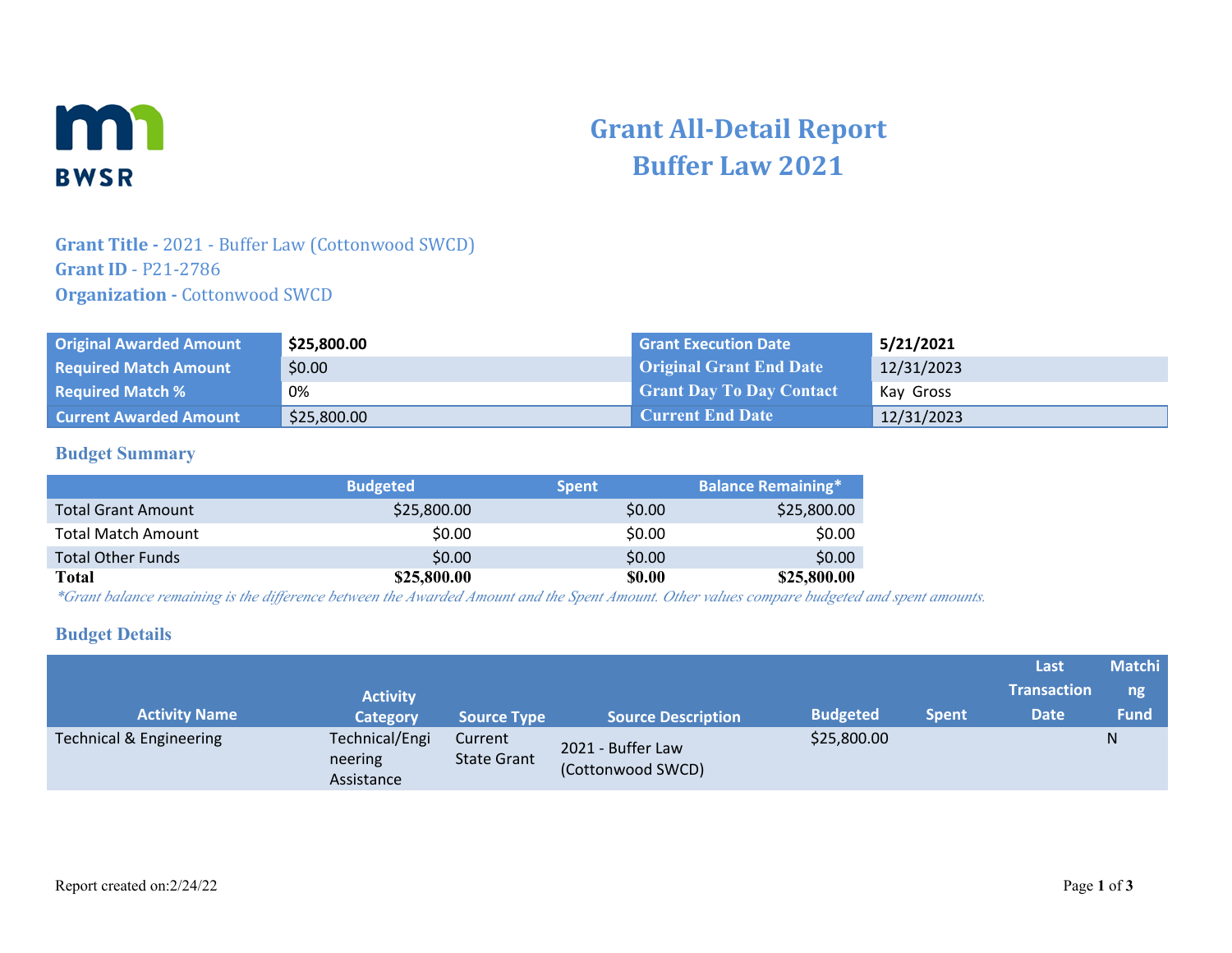BWSR

# Grant All-Detail Report
# Buffer Law 2021

**Grant Title -** 2021 - Buffer Law (Cottonwood SWCD)
**Grant ID** - P21-2786
**Organization -** Cottonwood SWCD

| | | | |
|---|---|---|---|
| **Original Awarded Amount** | **$25,800.00** | **Grant Execution Date** | **5/21/2021** |
| **Required Match Amount** | $0.00 | **Original Grant End Date** | 12/31/2023 |
| **Required Match %** | 0% | **Grant Day To Day Contact** | Kay Gross |
| **Current Awarded Amount** | $25,800.00 | **Current End Date** | 12/31/2023 |

## Budget Summary

| | Budgeted | Spent | Balance Remaining* |
|---|---|---|---|
| Total Grant Amount | $25,800.00 | $0.00 | $25,800.00 |
| Total Match Amount | $0.00 | $0.00 | $0.00 |
| Total Other Funds | $0.00 | $0.00 | $0.00 |
| **Total** | **$25,800.00** | **$0.00** | **$25,800.00** |

*\*Grant balance remaining is the difference between the Awarded Amount and the Spent Amount. Other values compare budgeted and spent amounts.*

## Budget Details

| Activity Name | Activity Category | Source Type | Source Description | Budgeted | Spent | Last Transaction Date | Matching Fund |
|---|---|---|---|---|---|---|---|
| Technical & Engineering | Technical/Engineering Assistance | Current State Grant | 2021 - Buffer Law (Cottonwood SWCD) | $25,800.00 | | | N |

Report created on:2/24/22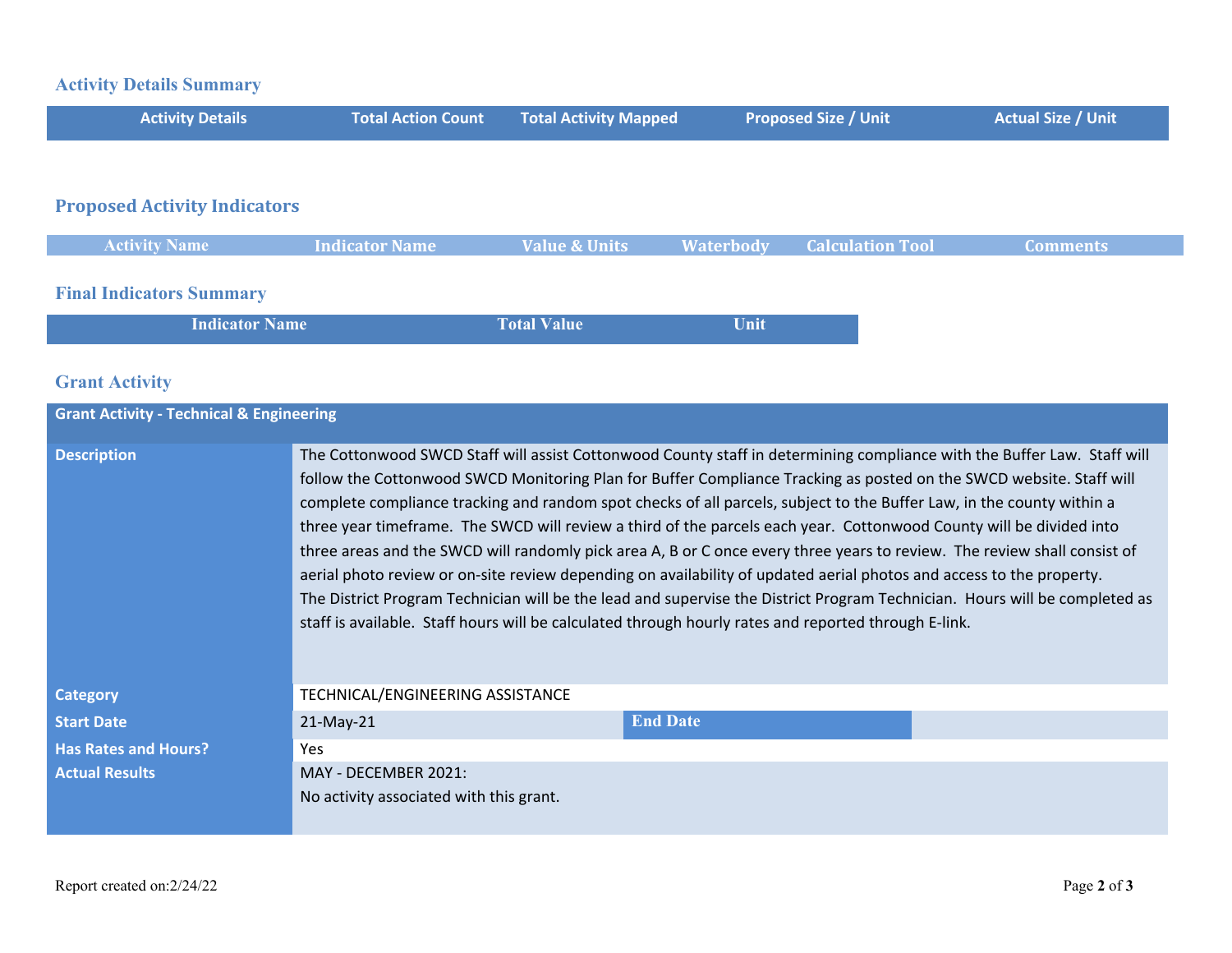## Activity Details Summary

| Activity Details | Total Action Count | Total Activity Mapped | Proposed Size / Unit | Actual Size / Unit |
|---|---|---|---|---|

## Proposed Activity Indicators

| Activity Name | Indicator Name | Value & Units | Waterbody | Calculation Tool | Comments |
|---|---|---|---|---|---|

## Final Indicators Summary

| Indicator Name | Total Value | Unit |
|---|---|---|

## Grant Activity

| Grant Activity - Technical & Engineering | | | |
|---|---|---|---|
| **Description** | The Cottonwood SWCD Staff will assist Cottonwood County staff in determining compliance with the Buffer Law. Staff will follow the Cottonwood SWCD Monitoring Plan for Buffer Compliance Tracking as posted on the SWCD website. Staff will complete compliance tracking and random spot checks of all parcels, subject to the Buffer Law, in the county within a three year timeframe. The SWCD will review a third of the parcels each year. Cottonwood County will be divided into three areas and the SWCD will randomly pick area A, B or C once every three years to review. The review shall consist of aerial photo review or on-site review depending on availability of updated aerial photos and access to the property.<br>The District Program Technician will be the lead and supervise the District Program Technician. Hours will be completed as staff is available. Staff hours will be calculated through hourly rates and reported through E-link. | | |
| **Category** | TECHNICAL/ENGINEERING ASSISTANCE | | |
| **Start Date** | 21-May-21 | **End Date** | |
| **Has Rates and Hours?** | Yes | | |
| **Actual Results** | MAY - DECEMBER 2021:<br>No activity associated with this grant. | | |

Report created on:2/24/22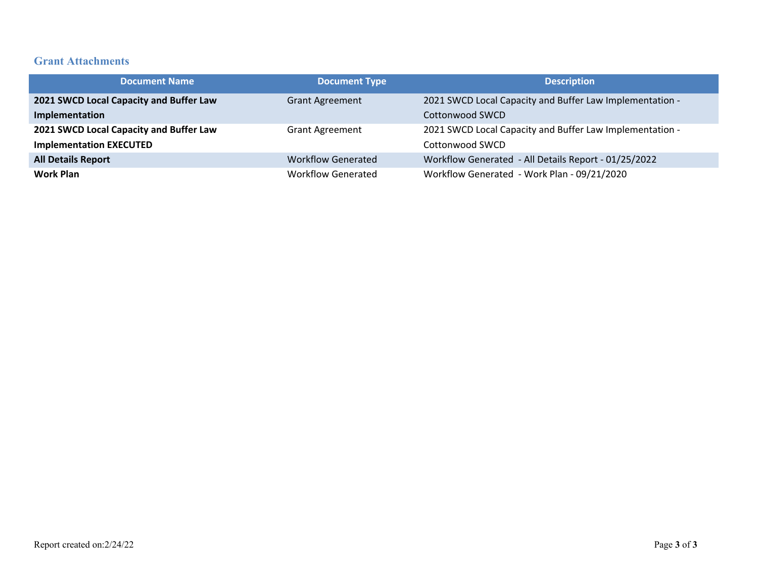### Grant Attachments

| Document Name | Document Type | Description |
|---|---|---|
| **2021 SWCD Local Capacity and Buffer Law Implementation** | Grant Agreement | 2021 SWCD Local Capacity and Buffer Law Implementation - Cottonwood SWCD |
| **2021 SWCD Local Capacity and Buffer Law Implementation EXECUTED** | Grant Agreement | 2021 SWCD Local Capacity and Buffer Law Implementation - Cottonwood SWCD |
| **All Details Report** | Workflow Generated | Workflow Generated - All Details Report - 01/25/2022 |
| **Work Plan** | Workflow Generated | Workflow Generated - Work Plan - 09/21/2020 |